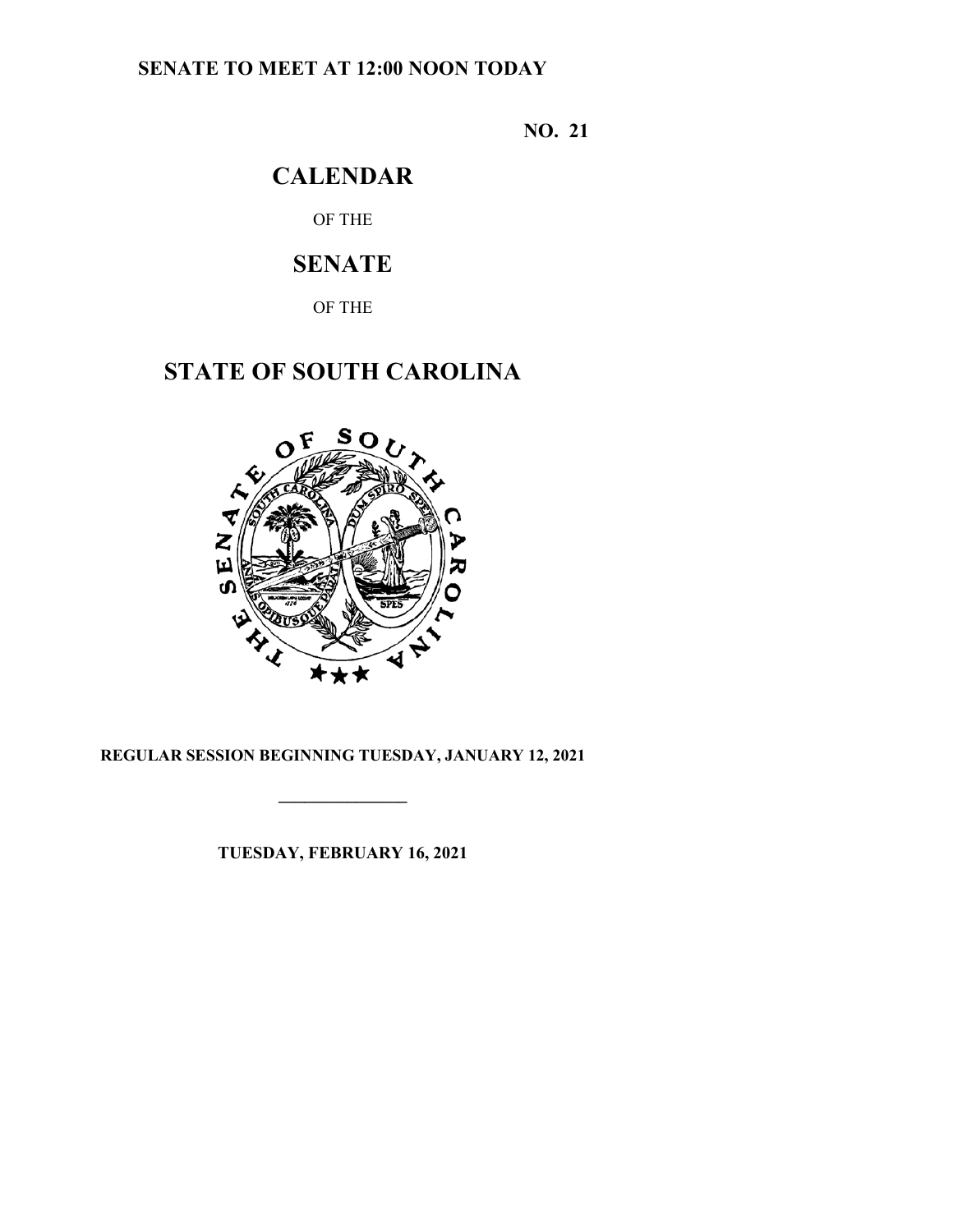**SENATE TO MEET AT 12:00 NOON TODAY**

**NO. 21**

# CALENDAR

OF THE

# SENATE

OF THE

# STATE OF SOUTH CAROLINA

**REGULAR SESSION BEGINNING TUESDAY, JANUARY 12, 2021**

---

**TUESDAY, FEBRUARY 16, 2021**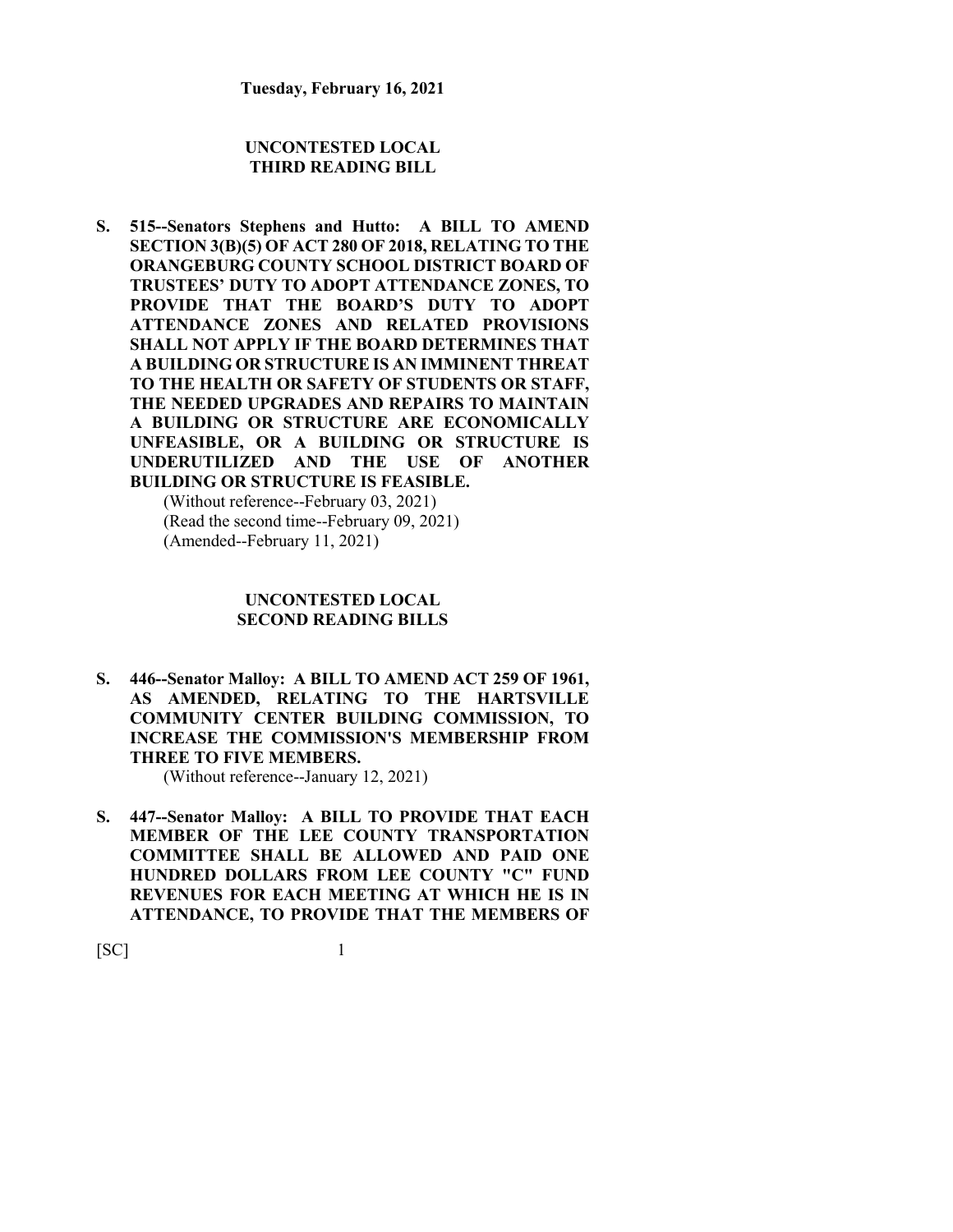**Tuesday, February 16, 2021**

## UNCONTESTED LOCAL THIRD READING BILL

**S. 515--Senators Stephens and Hutto: A BILL TO AMEND SECTION 3(B)(5) OF ACT 280 OF 2018, RELATING TO THE ORANGEBURG COUNTY SCHOOL DISTRICT BOARD OF TRUSTEES' DUTY TO ADOPT ATTENDANCE ZONES, TO PROVIDE THAT THE BOARD'S DUTY TO ADOPT ATTENDANCE ZONES AND RELATED PROVISIONS SHALL NOT APPLY IF THE BOARD DETERMINES THAT A BUILDING OR STRUCTURE IS AN IMMINENT THREAT TO THE HEALTH OR SAFETY OF STUDENTS OR STAFF, THE NEEDED UPGRADES AND REPAIRS TO MAINTAIN A BUILDING OR STRUCTURE ARE ECONOMICALLY UNFEASIBLE, OR A BUILDING OR STRUCTURE IS UNDERUTILIZED AND THE USE OF ANOTHER BUILDING OR STRUCTURE IS FEASIBLE.**

(Without reference--February 03, 2021)
(Read the second time--February 09, 2021)
(Amended--February 11, 2021)

## UNCONTESTED LOCAL SECOND READING BILLS

**S. 446--Senator Malloy: A BILL TO AMEND ACT 259 OF 1961, AS AMENDED, RELATING TO THE HARTSVILLE COMMUNITY CENTER BUILDING COMMISSION, TO INCREASE THE COMMISSION'S MEMBERSHIP FROM THREE TO FIVE MEMBERS.**

(Without reference--January 12, 2021)

**S. 447--Senator Malloy: A BILL TO PROVIDE THAT EACH MEMBER OF THE LEE COUNTY TRANSPORTATION COMMITTEE SHALL BE ALLOWED AND PAID ONE HUNDRED DOLLARS FROM LEE COUNTY "C" FUND REVENUES FOR EACH MEETING AT WHICH HE IS IN ATTENDANCE, TO PROVIDE THAT THE MEMBERS OF**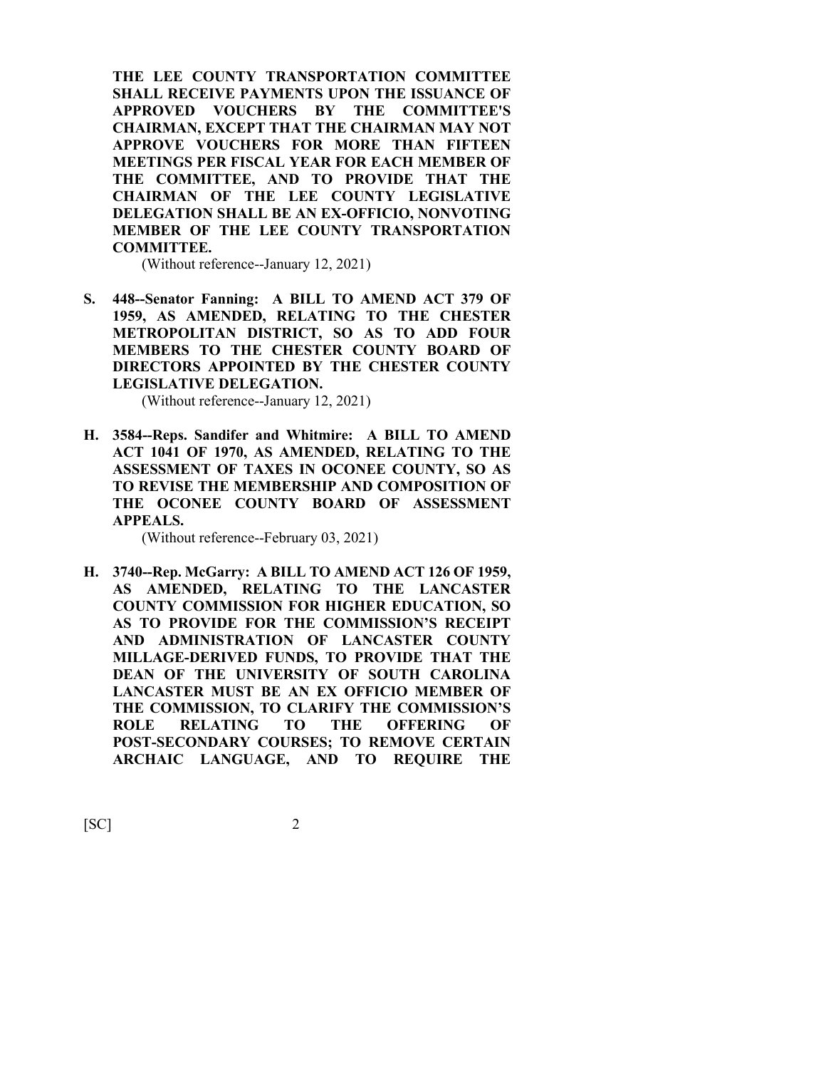**THE LEE COUNTY TRANSPORTATION COMMITTEE SHALL RECEIVE PAYMENTS UPON THE ISSUANCE OF APPROVED VOUCHERS BY THE COMMITTEE'S CHAIRMAN, EXCEPT THAT THE CHAIRMAN MAY NOT APPROVE VOUCHERS FOR MORE THAN FIFTEEN MEETINGS PER FISCAL YEAR FOR EACH MEMBER OF THE COMMITTEE, AND TO PROVIDE THAT THE CHAIRMAN OF THE LEE COUNTY LEGISLATIVE DELEGATION SHALL BE AN EX-OFFICIO, NONVOTING MEMBER OF THE LEE COUNTY TRANSPORTATION COMMITTEE.**

(Without reference--January 12, 2021)

**S. 448--Senator Fanning: A BILL TO AMEND ACT 379 OF 1959, AS AMENDED, RELATING TO THE CHESTER METROPOLITAN DISTRICT, SO AS TO ADD FOUR MEMBERS TO THE CHESTER COUNTY BOARD OF DIRECTORS APPOINTED BY THE CHESTER COUNTY LEGISLATIVE DELEGATION.**

(Without reference--January 12, 2021)

**H. 3584--Reps. Sandifer and Whitmire: A BILL TO AMEND ACT 1041 OF 1970, AS AMENDED, RELATING TO THE ASSESSMENT OF TAXES IN OCONEE COUNTY, SO AS TO REVISE THE MEMBERSHIP AND COMPOSITION OF THE OCONEE COUNTY BOARD OF ASSESSMENT APPEALS.**

(Without reference--February 03, 2021)

**H. 3740--Rep. McGarry: A BILL TO AMEND ACT 126 OF 1959, AS AMENDED, RELATING TO THE LANCASTER COUNTY COMMISSION FOR HIGHER EDUCATION, SO AS TO PROVIDE FOR THE COMMISSION'S RECEIPT AND ADMINISTRATION OF LANCASTER COUNTY MILLAGE-DERIVED FUNDS, TO PROVIDE THAT THE DEAN OF THE UNIVERSITY OF SOUTH CAROLINA LANCASTER MUST BE AN EX OFFICIO MEMBER OF THE COMMISSION, TO CLARIFY THE COMMISSION'S ROLE RELATING TO THE OFFERING OF POST-SECONDARY COURSES; TO REMOVE CERTAIN ARCHAIC LANGUAGE, AND TO REQUIRE THE**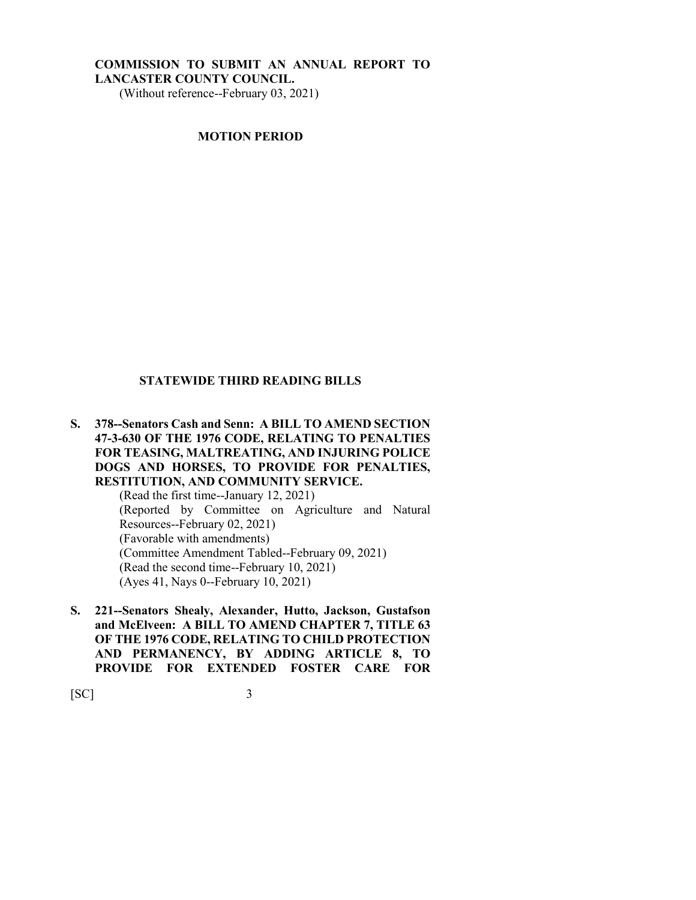**COMMISSION TO SUBMIT AN ANNUAL REPORT TO LANCASTER COUNTY COUNCIL.**
(Without reference--February 03, 2021)

## MOTION PERIOD

## STATEWIDE THIRD READING BILLS

**S. 378--Senators Cash and Senn: A BILL TO AMEND SECTION 47-3-630 OF THE 1976 CODE, RELATING TO PENALTIES FOR TEASING, MALTREATING, AND INJURING POLICE DOGS AND HORSES, TO PROVIDE FOR PENALTIES, RESTITUTION, AND COMMUNITY SERVICE.**
(Read the first time--January 12, 2021)
(Reported by Committee on Agriculture and Natural Resources--February 02, 2021)
(Favorable with amendments)
(Committee Amendment Tabled--February 09, 2021)
(Read the second time--February 10, 2021)
(Ayes 41, Nays 0--February 10, 2021)

**S. 221--Senators Shealy, Alexander, Hutto, Jackson, Gustafson and McElveen: A BILL TO AMEND CHAPTER 7, TITLE 63 OF THE 1976 CODE, RELATING TO CHILD PROTECTION AND PERMANENCY, BY ADDING ARTICLE 8, TO PROVIDE FOR EXTENDED FOSTER CARE FOR**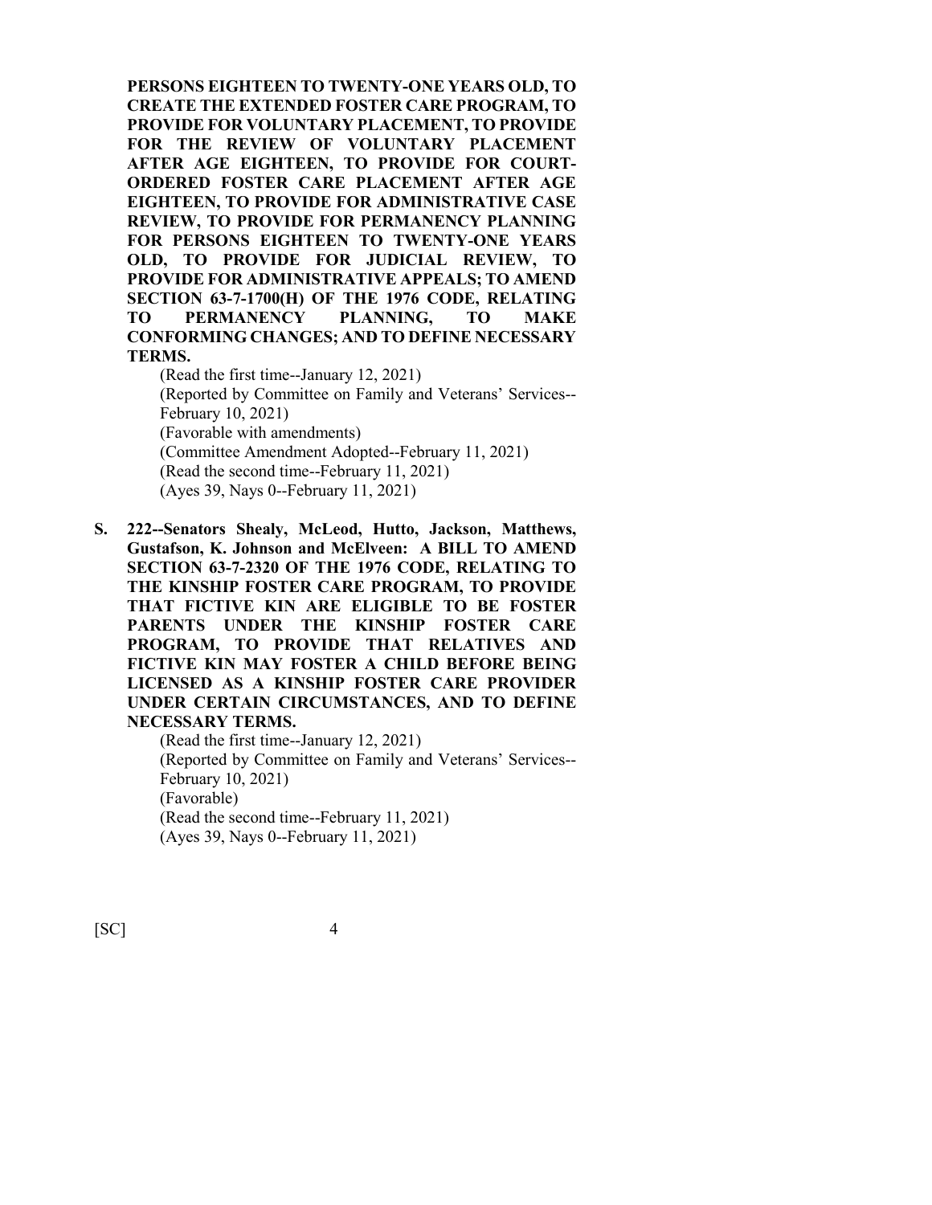**PERSONS EIGHTEEN TO TWENTY-ONE YEARS OLD, TO CREATE THE EXTENDED FOSTER CARE PROGRAM, TO PROVIDE FOR VOLUNTARY PLACEMENT, TO PROVIDE FOR THE REVIEW OF VOLUNTARY PLACEMENT AFTER AGE EIGHTEEN, TO PROVIDE FOR COURT-ORDERED FOSTER CARE PLACEMENT AFTER AGE EIGHTEEN, TO PROVIDE FOR ADMINISTRATIVE CASE REVIEW, TO PROVIDE FOR PERMANENCY PLANNING FOR PERSONS EIGHTEEN TO TWENTY-ONE YEARS OLD, TO PROVIDE FOR JUDICIAL REVIEW, TO PROVIDE FOR ADMINISTRATIVE APPEALS; TO AMEND SECTION 63-7-1700(H) OF THE 1976 CODE, RELATING TO PERMANENCY PLANNING, TO MAKE CONFORMING CHANGES; AND TO DEFINE NECESSARY TERMS.**

(Read the first time--January 12, 2021)
(Reported by Committee on Family and Veterans' Services--February 10, 2021)
(Favorable with amendments)
(Committee Amendment Adopted--February 11, 2021)
(Read the second time--February 11, 2021)
(Ayes 39, Nays 0--February 11, 2021)

**S. 222--Senators Shealy, McLeod, Hutto, Jackson, Matthews, Gustafson, K. Johnson and McElveen: A BILL TO AMEND SECTION 63-7-2320 OF THE 1976 CODE, RELATING TO THE KINSHIP FOSTER CARE PROGRAM, TO PROVIDE THAT FICTIVE KIN ARE ELIGIBLE TO BE FOSTER PARENTS UNDER THE KINSHIP FOSTER CARE PROGRAM, TO PROVIDE THAT RELATIVES AND FICTIVE KIN MAY FOSTER A CHILD BEFORE BEING LICENSED AS A KINSHIP FOSTER CARE PROVIDER UNDER CERTAIN CIRCUMSTANCES, AND TO DEFINE NECESSARY TERMS.**

(Read the first time--January 12, 2021)
(Reported by Committee on Family and Veterans' Services--February 10, 2021)
(Favorable)
(Read the second time--February 11, 2021)
(Ayes 39, Nays 0--February 11, 2021)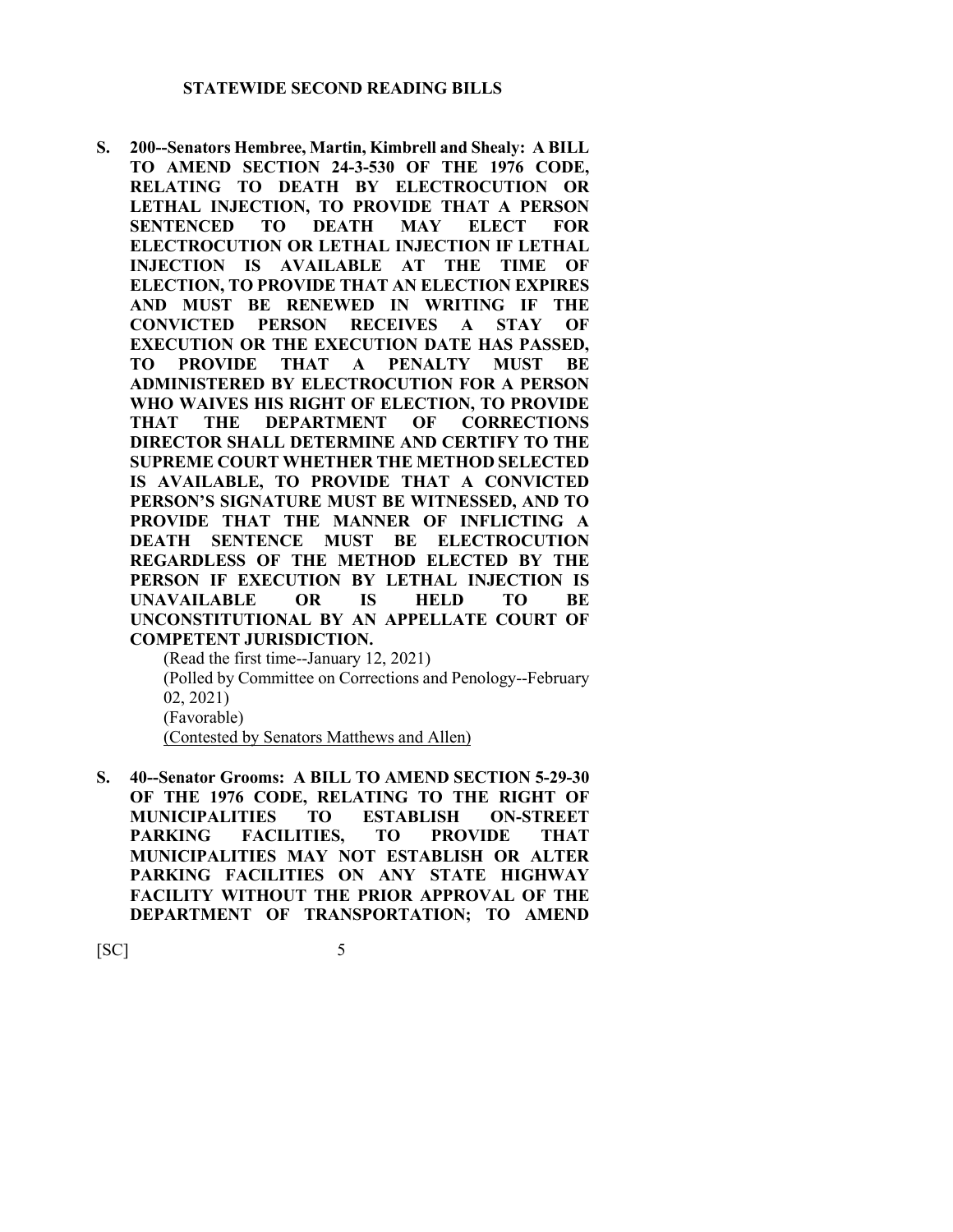## STATEWIDE SECOND READING BILLS

**S. 200--Senators Hembree, Martin, Kimbrell and Shealy: A BILL TO AMEND SECTION 24-3-530 OF THE 1976 CODE, RELATING TO DEATH BY ELECTROCUTION OR LETHAL INJECTION, TO PROVIDE THAT A PERSON SENTENCED TO DEATH MAY ELECT FOR ELECTROCUTION OR LETHAL INJECTION IF LETHAL INJECTION IS AVAILABLE AT THE TIME OF ELECTION, TO PROVIDE THAT AN ELECTION EXPIRES AND MUST BE RENEWED IN WRITING IF THE CONVICTED PERSON RECEIVES A STAY OF EXECUTION OR THE EXECUTION DATE HAS PASSED, TO PROVIDE THAT A PENALTY MUST BE ADMINISTERED BY ELECTROCUTION FOR A PERSON WHO WAIVES HIS RIGHT OF ELECTION, TO PROVIDE THAT THE DEPARTMENT OF CORRECTIONS DIRECTOR SHALL DETERMINE AND CERTIFY TO THE SUPREME COURT WHETHER THE METHOD SELECTED IS AVAILABLE, TO PROVIDE THAT A CONVICTED PERSON'S SIGNATURE MUST BE WITNESSED, AND TO PROVIDE THAT THE MANNER OF INFLICTING A DEATH SENTENCE MUST BE ELECTROCUTION REGARDLESS OF THE METHOD ELECTED BY THE PERSON IF EXECUTION BY LETHAL INJECTION IS UNAVAILABLE OR IS HELD TO BE UNCONSTITUTIONAL BY AN APPELLATE COURT OF COMPETENT JURISDICTION.**

(Read the first time--January 12, 2021)
(Polled by Committee on Corrections and Penology--February 02, 2021)
(Favorable)
(Contested by Senators Matthews and Allen)

**S. 40--Senator Grooms: A BILL TO AMEND SECTION 5-29-30 OF THE 1976 CODE, RELATING TO THE RIGHT OF MUNICIPALITIES TO ESTABLISH ON-STREET PARKING FACILITIES, TO PROVIDE THAT MUNICIPALITIES MAY NOT ESTABLISH OR ALTER PARKING FACILITIES ON ANY STATE HIGHWAY FACILITY WITHOUT THE PRIOR APPROVAL OF THE DEPARTMENT OF TRANSPORTATION; TO AMEND**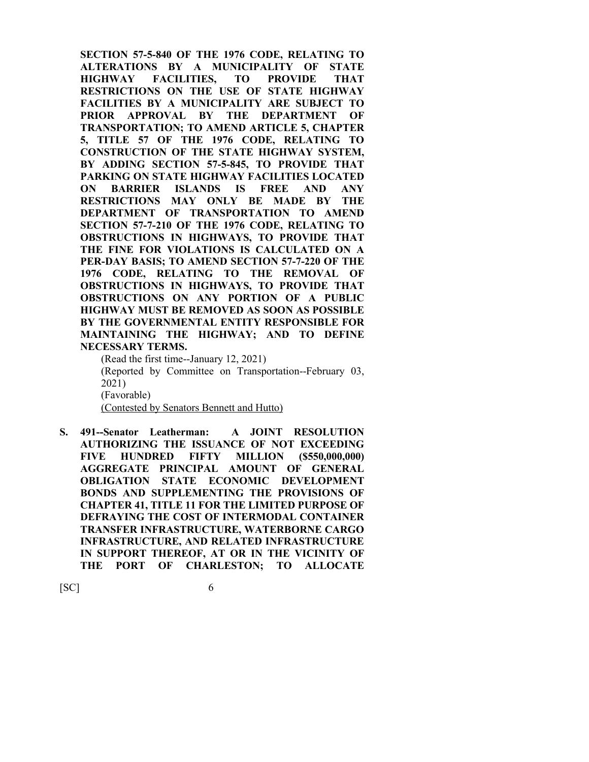**SECTION 57-5-840 OF THE 1976 CODE, RELATING TO ALTERATIONS BY A MUNICIPALITY OF STATE HIGHWAY FACILITIES, TO PROVIDE THAT RESTRICTIONS ON THE USE OF STATE HIGHWAY FACILITIES BY A MUNICIPALITY ARE SUBJECT TO PRIOR APPROVAL BY THE DEPARTMENT OF TRANSPORTATION; TO AMEND ARTICLE 5, CHAPTER 5, TITLE 57 OF THE 1976 CODE, RELATING TO CONSTRUCTION OF THE STATE HIGHWAY SYSTEM, BY ADDING SECTION 57-5-845, TO PROVIDE THAT PARKING ON STATE HIGHWAY FACILITIES LOCATED ON BARRIER ISLANDS IS FREE AND ANY RESTRICTIONS MAY ONLY BE MADE BY THE DEPARTMENT OF TRANSPORTATION TO AMEND SECTION 57-7-210 OF THE 1976 CODE, RELATING TO OBSTRUCTIONS IN HIGHWAYS, TO PROVIDE THAT THE FINE FOR VIOLATIONS IS CALCULATED ON A PER-DAY BASIS; TO AMEND SECTION 57-7-220 OF THE 1976 CODE, RELATING TO THE REMOVAL OF OBSTRUCTIONS IN HIGHWAYS, TO PROVIDE THAT OBSTRUCTIONS ON ANY PORTION OF A PUBLIC HIGHWAY MUST BE REMOVED AS SOON AS POSSIBLE BY THE GOVERNMENTAL ENTITY RESPONSIBLE FOR MAINTAINING THE HIGHWAY; AND TO DEFINE NECESSARY TERMS.**

(Read the first time--January 12, 2021)
(Reported by Committee on Transportation--February 03, 2021)
(Favorable)
(Contested by Senators Bennett and Hutto)

**S. 491--Senator Leatherman: A JOINT RESOLUTION AUTHORIZING THE ISSUANCE OF NOT EXCEEDING FIVE HUNDRED FIFTY MILLION ($550,000,000) AGGREGATE PRINCIPAL AMOUNT OF GENERAL OBLIGATION STATE ECONOMIC DEVELOPMENT BONDS AND SUPPLEMENTING THE PROVISIONS OF CHAPTER 41, TITLE 11 FOR THE LIMITED PURPOSE OF DEFRAYING THE COST OF INTERMODAL CONTAINER TRANSFER INFRASTRUCTURE, WATERBORNE CARGO INFRASTRUCTURE, AND RELATED INFRASTRUCTURE IN SUPPORT THEREOF, AT OR IN THE VICINITY OF THE PORT OF CHARLESTON; TO ALLOCATE**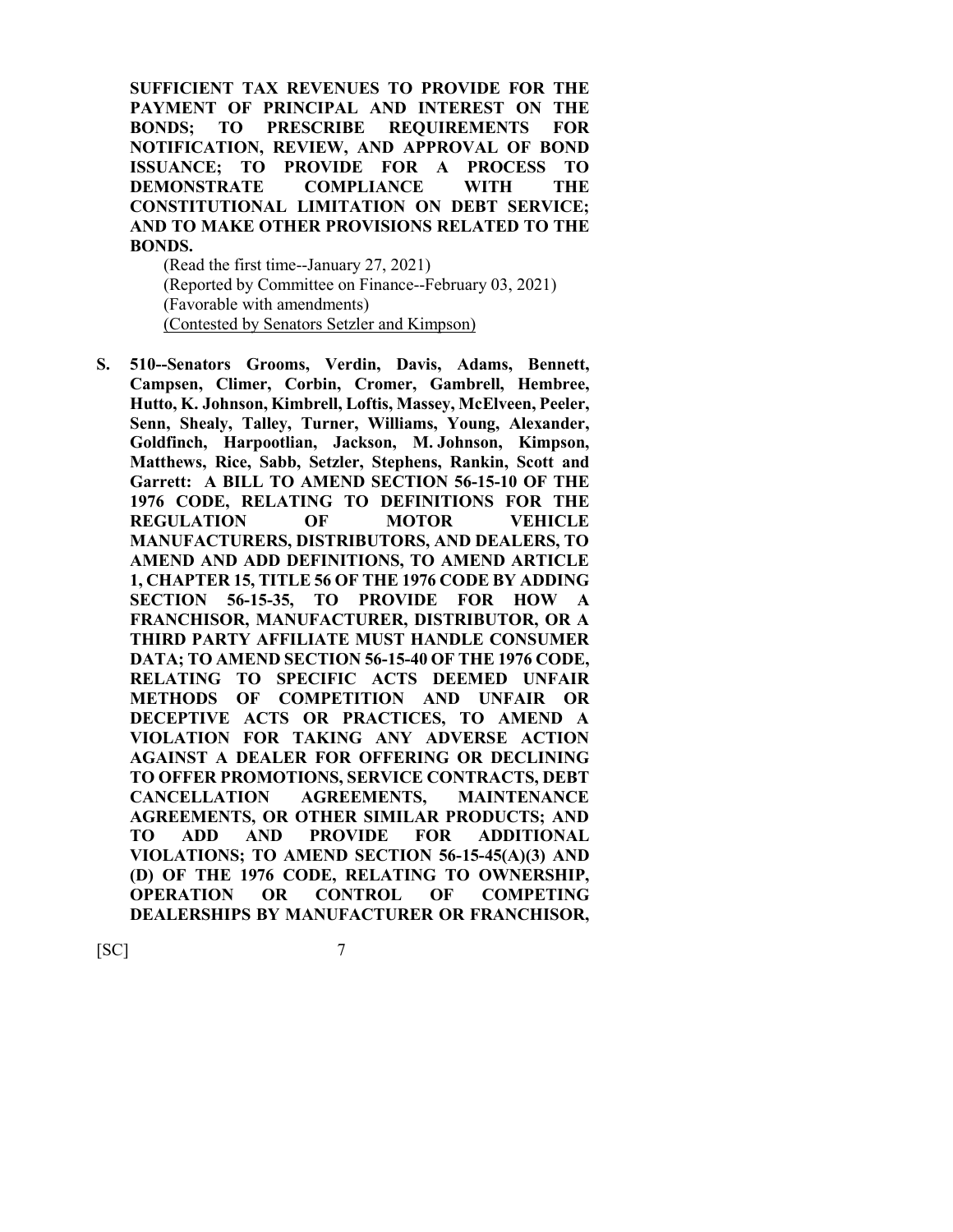**SUFFICIENT TAX REVENUES TO PROVIDE FOR THE PAYMENT OF PRINCIPAL AND INTEREST ON THE BONDS; TO PRESCRIBE REQUIREMENTS FOR NOTIFICATION, REVIEW, AND APPROVAL OF BOND ISSUANCE; TO PROVIDE FOR A PROCESS TO DEMONSTRATE COMPLIANCE WITH THE CONSTITUTIONAL LIMITATION ON DEBT SERVICE; AND TO MAKE OTHER PROVISIONS RELATED TO THE BONDS.**

(Read the first time--January 27, 2021)
(Reported by Committee on Finance--February 03, 2021)
(Favorable with amendments)
(Contested by Senators Setzler and Kimpson)

**S. 510--Senators Grooms, Verdin, Davis, Adams, Bennett, Campsen, Climer, Corbin, Cromer, Gambrell, Hembree, Hutto, K. Johnson, Kimbrell, Loftis, Massey, McElveen, Peeler, Senn, Shealy, Talley, Turner, Williams, Young, Alexander, Goldfinch, Harpootlian, Jackson, M. Johnson, Kimpson, Matthews, Rice, Sabb, Setzler, Stephens, Rankin, Scott and Garrett: A BILL TO AMEND SECTION 56-15-10 OF THE 1976 CODE, RELATING TO DEFINITIONS FOR THE REGULATION OF MOTOR VEHICLE MANUFACTURERS, DISTRIBUTORS, AND DEALERS, TO AMEND AND ADD DEFINITIONS, TO AMEND ARTICLE 1, CHAPTER 15, TITLE 56 OF THE 1976 CODE BY ADDING SECTION 56-15-35, TO PROVIDE FOR HOW A FRANCHISOR, MANUFACTURER, DISTRIBUTOR, OR A THIRD PARTY AFFILIATE MUST HANDLE CONSUMER DATA; TO AMEND SECTION 56-15-40 OF THE 1976 CODE, RELATING TO SPECIFIC ACTS DEEMED UNFAIR METHODS OF COMPETITION AND UNFAIR OR DECEPTIVE ACTS OR PRACTICES, TO AMEND A VIOLATION FOR TAKING ANY ADVERSE ACTION AGAINST A DEALER FOR OFFERING OR DECLINING TO OFFER PROMOTIONS, SERVICE CONTRACTS, DEBT CANCELLATION AGREEMENTS, MAINTENANCE AGREEMENTS, OR OTHER SIMILAR PRODUCTS; AND TO ADD AND PROVIDE FOR ADDITIONAL VIOLATIONS; TO AMEND SECTION 56-15-45(A)(3) AND (D) OF THE 1976 CODE, RELATING TO OWNERSHIP, OPERATION OR CONTROL OF COMPETING DEALERSHIPS BY MANUFACTURER OR FRANCHISOR,**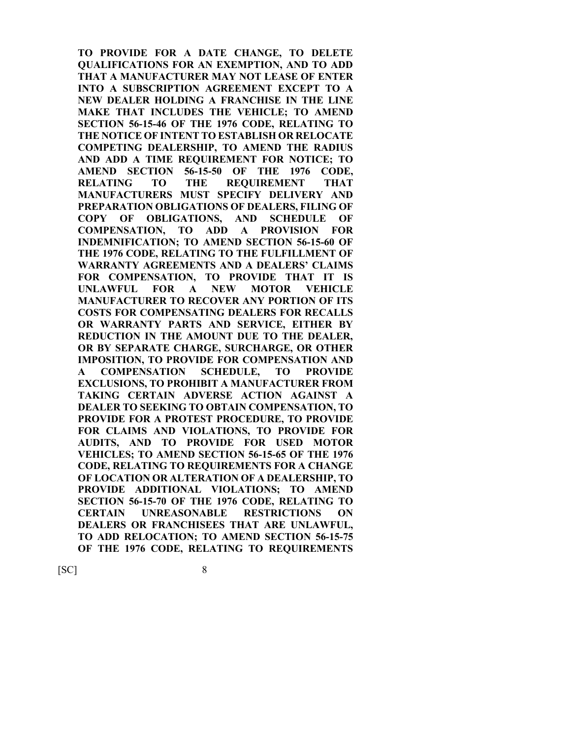**TO PROVIDE FOR A DATE CHANGE, TO DELETE QUALIFICATIONS FOR AN EXEMPTION, AND TO ADD THAT A MANUFACTURER MAY NOT LEASE OF ENTER INTO A SUBSCRIPTION AGREEMENT EXCEPT TO A NEW DEALER HOLDING A FRANCHISE IN THE LINE MAKE THAT INCLUDES THE VEHICLE; TO AMEND SECTION 56-15-46 OF THE 1976 CODE, RELATING TO THE NOTICE OF INTENT TO ESTABLISH OR RELOCATE COMPETING DEALERSHIP, TO AMEND THE RADIUS AND ADD A TIME REQUIREMENT FOR NOTICE; TO AMEND SECTION 56-15-50 OF THE 1976 CODE, RELATING TO THE REQUIREMENT THAT MANUFACTURERS MUST SPECIFY DELIVERY AND PREPARATION OBLIGATIONS OF DEALERS, FILING OF COPY OF OBLIGATIONS, AND SCHEDULE OF COMPENSATION, TO ADD A PROVISION FOR INDEMNIFICATION; TO AMEND SECTION 56-15-60 OF THE 1976 CODE, RELATING TO THE FULFILLMENT OF WARRANTY AGREEMENTS AND A DEALERS' CLAIMS FOR COMPENSATION, TO PROVIDE THAT IT IS UNLAWFUL FOR A NEW MOTOR VEHICLE MANUFACTURER TO RECOVER ANY PORTION OF ITS COSTS FOR COMPENSATING DEALERS FOR RECALLS OR WARRANTY PARTS AND SERVICE, EITHER BY REDUCTION IN THE AMOUNT DUE TO THE DEALER, OR BY SEPARATE CHARGE, SURCHARGE, OR OTHER IMPOSITION, TO PROVIDE FOR COMPENSATION AND A COMPENSATION SCHEDULE, TO PROVIDE EXCLUSIONS, TO PROHIBIT A MANUFACTURER FROM TAKING CERTAIN ADVERSE ACTION AGAINST A DEALER TO SEEKING TO OBTAIN COMPENSATION, TO PROVIDE FOR A PROTEST PROCEDURE, TO PROVIDE FOR CLAIMS AND VIOLATIONS, TO PROVIDE FOR AUDITS, AND TO PROVIDE FOR USED MOTOR VEHICLES; TO AMEND SECTION 56-15-65 OF THE 1976 CODE, RELATING TO REQUIREMENTS FOR A CHANGE OF LOCATION OR ALTERATION OF A DEALERSHIP, TO PROVIDE ADDITIONAL VIOLATIONS; TO AMEND SECTION 56-15-70 OF THE 1976 CODE, RELATING TO CERTAIN UNREASONABLE RESTRICTIONS ON DEALERS OR FRANCHISEES THAT ARE UNLAWFUL, TO ADD RELOCATION; TO AMEND SECTION 56-15-75 OF THE 1976 CODE, RELATING TO REQUIREMENTS**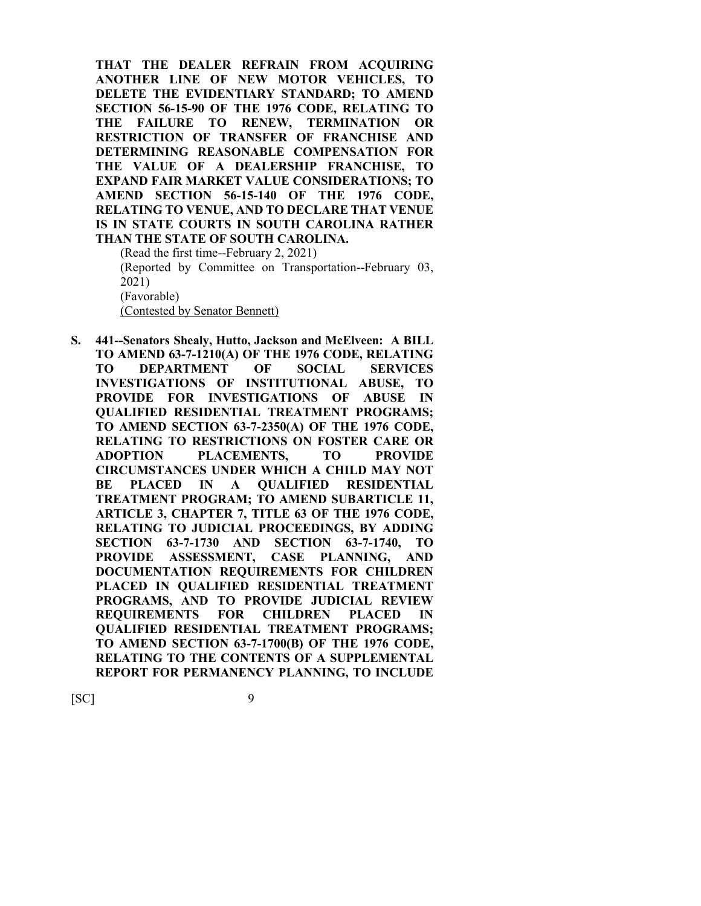**THAT THE DEALER REFRAIN FROM ACQUIRING ANOTHER LINE OF NEW MOTOR VEHICLES, TO DELETE THE EVIDENTIARY STANDARD; TO AMEND SECTION 56-15-90 OF THE 1976 CODE, RELATING TO THE FAILURE TO RENEW, TERMINATION OR RESTRICTION OF TRANSFER OF FRANCHISE AND DETERMINING REASONABLE COMPENSATION FOR THE VALUE OF A DEALERSHIP FRANCHISE, TO EXPAND FAIR MARKET VALUE CONSIDERATIONS; TO AMEND SECTION 56-15-140 OF THE 1976 CODE, RELATING TO VENUE, AND TO DECLARE THAT VENUE IS IN STATE COURTS IN SOUTH CAROLINA RATHER THAN THE STATE OF SOUTH CAROLINA.**

(Read the first time--February 2, 2021)
(Reported by Committee on Transportation--February 03, 2021)
(Favorable)
(Contested by Senator Bennett)

**S. 441--Senators Shealy, Hutto, Jackson and McElveen: A BILL TO AMEND 63-7-1210(A) OF THE 1976 CODE, RELATING TO DEPARTMENT OF SOCIAL SERVICES INVESTIGATIONS OF INSTITUTIONAL ABUSE, TO PROVIDE FOR INVESTIGATIONS OF ABUSE IN QUALIFIED RESIDENTIAL TREATMENT PROGRAMS; TO AMEND SECTION 63-7-2350(A) OF THE 1976 CODE, RELATING TO RESTRICTIONS ON FOSTER CARE OR ADOPTION PLACEMENTS, TO PROVIDE CIRCUMSTANCES UNDER WHICH A CHILD MAY NOT BE PLACED IN A QUALIFIED RESIDENTIAL TREATMENT PROGRAM; TO AMEND SUBARTICLE 11, ARTICLE 3, CHAPTER 7, TITLE 63 OF THE 1976 CODE, RELATING TO JUDICIAL PROCEEDINGS, BY ADDING SECTION 63-7-1730 AND SECTION 63-7-1740, TO PROVIDE ASSESSMENT, CASE PLANNING, AND DOCUMENTATION REQUIREMENTS FOR CHILDREN PLACED IN QUALIFIED RESIDENTIAL TREATMENT PROGRAMS, AND TO PROVIDE JUDICIAL REVIEW REQUIREMENTS FOR CHILDREN PLACED IN QUALIFIED RESIDENTIAL TREATMENT PROGRAMS; TO AMEND SECTION 63-7-1700(B) OF THE 1976 CODE, RELATING TO THE CONTENTS OF A SUPPLEMENTAL REPORT FOR PERMANENCY PLANNING, TO INCLUDE**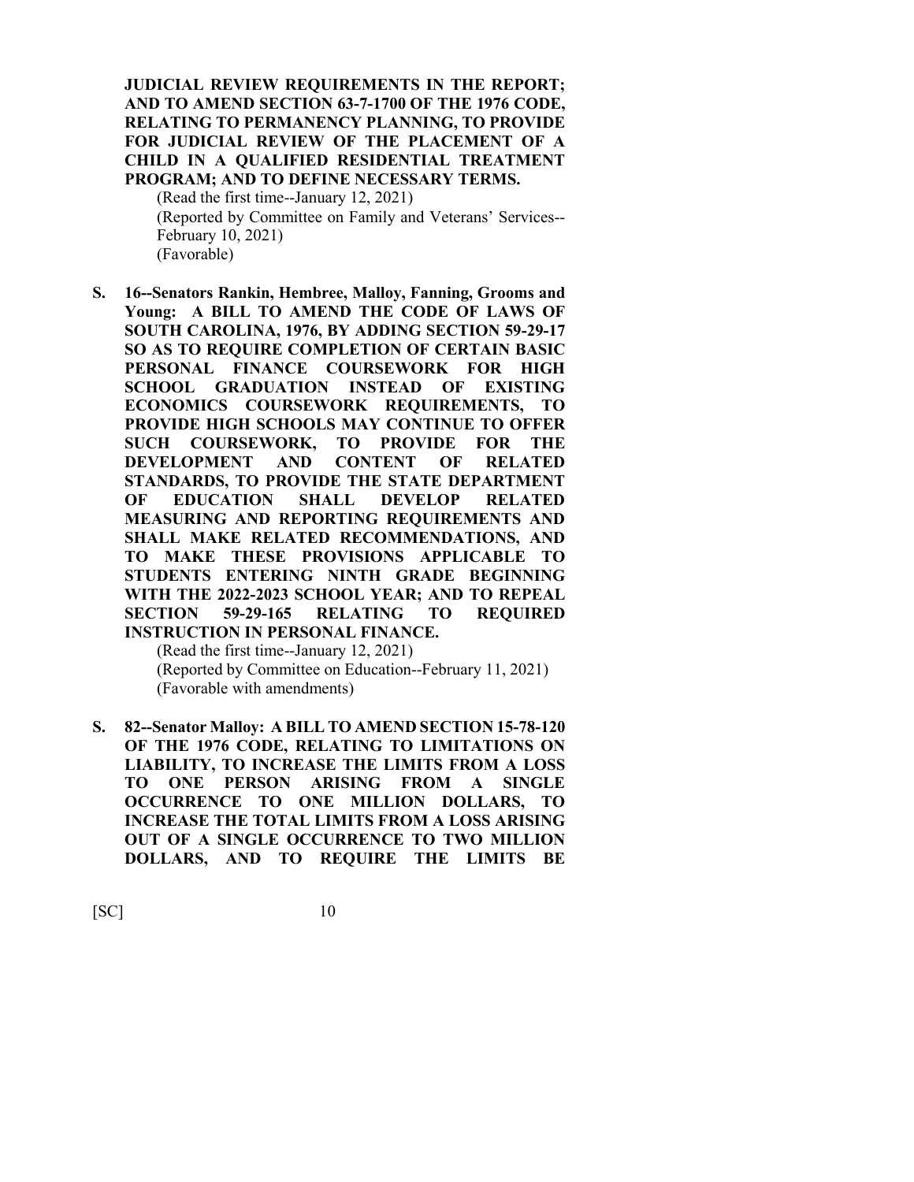**JUDICIAL REVIEW REQUIREMENTS IN THE REPORT; AND TO AMEND SECTION 63-7-1700 OF THE 1976 CODE, RELATING TO PERMANENCY PLANNING, TO PROVIDE FOR JUDICIAL REVIEW OF THE PLACEMENT OF A CHILD IN A QUALIFIED RESIDENTIAL TREATMENT PROGRAM; AND TO DEFINE NECESSARY TERMS.**

(Read the first time--January 12, 2021)
(Reported by Committee on Family and Veterans' Services--February 10, 2021)
(Favorable)

**S. 16--Senators Rankin, Hembree, Malloy, Fanning, Grooms and Young: A BILL TO AMEND THE CODE OF LAWS OF SOUTH CAROLINA, 1976, BY ADDING SECTION 59-29-17 SO AS TO REQUIRE COMPLETION OF CERTAIN BASIC PERSONAL FINANCE COURSEWORK FOR HIGH SCHOOL GRADUATION INSTEAD OF EXISTING ECONOMICS COURSEWORK REQUIREMENTS, TO PROVIDE HIGH SCHOOLS MAY CONTINUE TO OFFER SUCH COURSEWORK, TO PROVIDE FOR THE DEVELOPMENT AND CONTENT OF RELATED STANDARDS, TO PROVIDE THE STATE DEPARTMENT OF EDUCATION SHALL DEVELOP RELATED MEASURING AND REPORTING REQUIREMENTS AND SHALL MAKE RELATED RECOMMENDATIONS, AND TO MAKE THESE PROVISIONS APPLICABLE TO STUDENTS ENTERING NINTH GRADE BEGINNING WITH THE 2022-2023 SCHOOL YEAR; AND TO REPEAL SECTION 59-29-165 RELATING TO REQUIRED INSTRUCTION IN PERSONAL FINANCE.**

(Read the first time--January 12, 2021)
(Reported by Committee on Education--February 11, 2021)
(Favorable with amendments)

**S. 82--Senator Malloy: A BILL TO AMEND SECTION 15-78-120 OF THE 1976 CODE, RELATING TO LIMITATIONS ON LIABILITY, TO INCREASE THE LIMITS FROM A LOSS TO ONE PERSON ARISING FROM A SINGLE OCCURRENCE TO ONE MILLION DOLLARS, TO INCREASE THE TOTAL LIMITS FROM A LOSS ARISING OUT OF A SINGLE OCCURRENCE TO TWO MILLION DOLLARS, AND TO REQUIRE THE LIMITS BE**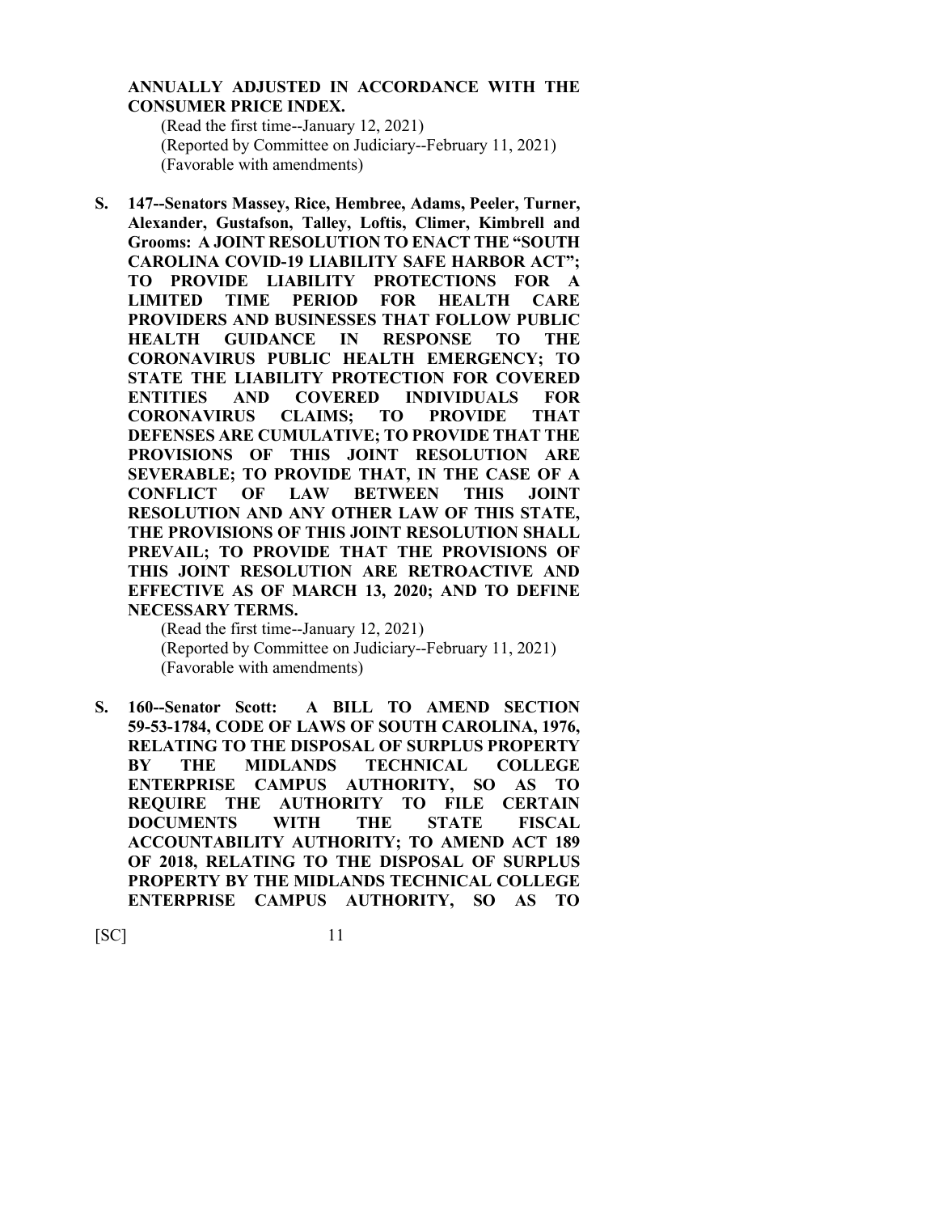**ANNUALLY ADJUSTED IN ACCORDANCE WITH THE CONSUMER PRICE INDEX.**

(Read the first time--January 12, 2021)
(Reported by Committee on Judiciary--February 11, 2021)
(Favorable with amendments)

**S. 147--Senators Massey, Rice, Hembree, Adams, Peeler, Turner, Alexander, Gustafson, Talley, Loftis, Climer, Kimbrell and Grooms: A JOINT RESOLUTION TO ENACT THE "SOUTH CAROLINA COVID-19 LIABILITY SAFE HARBOR ACT"; TO PROVIDE LIABILITY PROTECTIONS FOR A LIMITED TIME PERIOD FOR HEALTH CARE PROVIDERS AND BUSINESSES THAT FOLLOW PUBLIC HEALTH GUIDANCE IN RESPONSE TO THE CORONAVIRUS PUBLIC HEALTH EMERGENCY; TO STATE THE LIABILITY PROTECTION FOR COVERED ENTITIES AND COVERED INDIVIDUALS FOR CORONAVIRUS CLAIMS; TO PROVIDE THAT DEFENSES ARE CUMULATIVE; TO PROVIDE THAT THE PROVISIONS OF THIS JOINT RESOLUTION ARE SEVERABLE; TO PROVIDE THAT, IN THE CASE OF A CONFLICT OF LAW BETWEEN THIS JOINT RESOLUTION AND ANY OTHER LAW OF THIS STATE, THE PROVISIONS OF THIS JOINT RESOLUTION SHALL PREVAIL; TO PROVIDE THAT THE PROVISIONS OF THIS JOINT RESOLUTION ARE RETROACTIVE AND EFFECTIVE AS OF MARCH 13, 2020; AND TO DEFINE NECESSARY TERMS.**

(Read the first time--January 12, 2021)
(Reported by Committee on Judiciary--February 11, 2021)
(Favorable with amendments)

**S. 160--Senator Scott: A BILL TO AMEND SECTION 59-53-1784, CODE OF LAWS OF SOUTH CAROLINA, 1976, RELATING TO THE DISPOSAL OF SURPLUS PROPERTY BY THE MIDLANDS TECHNICAL COLLEGE ENTERPRISE CAMPUS AUTHORITY, SO AS TO REQUIRE THE AUTHORITY TO FILE CERTAIN DOCUMENTS WITH THE STATE FISCAL ACCOUNTABILITY AUTHORITY; TO AMEND ACT 189 OF 2018, RELATING TO THE DISPOSAL OF SURPLUS PROPERTY BY THE MIDLANDS TECHNICAL COLLEGE ENTERPRISE CAMPUS AUTHORITY, SO AS TO**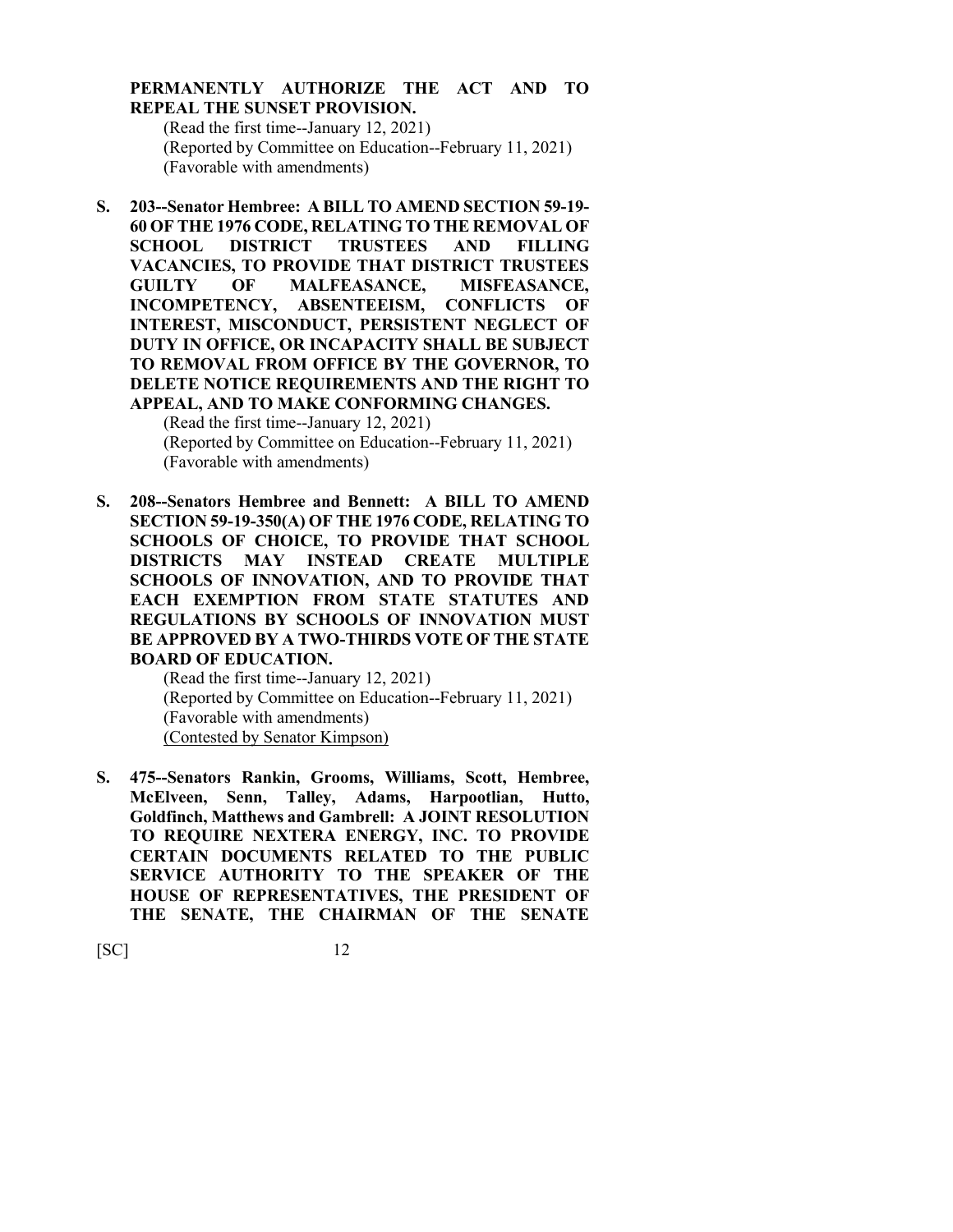**PERMANENTLY AUTHORIZE THE ACT AND TO REPEAL THE SUNSET PROVISION.**

(Read the first time--January 12, 2021)
(Reported by Committee on Education--February 11, 2021)
(Favorable with amendments)

**S. 203--Senator Hembree: A BILL TO AMEND SECTION 59-19-60 OF THE 1976 CODE, RELATING TO THE REMOVAL OF SCHOOL DISTRICT TRUSTEES AND FILLING VACANCIES, TO PROVIDE THAT DISTRICT TRUSTEES GUILTY OF MALFEASANCE, MISFEASANCE, INCOMPETENCY, ABSENTEEISM, CONFLICTS OF INTEREST, MISCONDUCT, PERSISTENT NEGLECT OF DUTY IN OFFICE, OR INCAPACITY SHALL BE SUBJECT TO REMOVAL FROM OFFICE BY THE GOVERNOR, TO DELETE NOTICE REQUIREMENTS AND THE RIGHT TO APPEAL, AND TO MAKE CONFORMING CHANGES.**

(Read the first time--January 12, 2021)
(Reported by Committee on Education--February 11, 2021)
(Favorable with amendments)

**S. 208--Senators Hembree and Bennett: A BILL TO AMEND SECTION 59-19-350(A) OF THE 1976 CODE, RELATING TO SCHOOLS OF CHOICE, TO PROVIDE THAT SCHOOL DISTRICTS MAY INSTEAD CREATE MULTIPLE SCHOOLS OF INNOVATION, AND TO PROVIDE THAT EACH EXEMPTION FROM STATE STATUTES AND REGULATIONS BY SCHOOLS OF INNOVATION MUST BE APPROVED BY A TWO-THIRDS VOTE OF THE STATE BOARD OF EDUCATION.**

(Read the first time--January 12, 2021)
(Reported by Committee on Education--February 11, 2021)
(Favorable with amendments)
(Contested by Senator Kimpson)

**S. 475--Senators Rankin, Grooms, Williams, Scott, Hembree, McElveen, Senn, Talley, Adams, Harpootlian, Hutto, Goldfinch, Matthews and Gambrell: A JOINT RESOLUTION TO REQUIRE NEXTERA ENERGY, INC. TO PROVIDE CERTAIN DOCUMENTS RELATED TO THE PUBLIC SERVICE AUTHORITY TO THE SPEAKER OF THE HOUSE OF REPRESENTATIVES, THE PRESIDENT OF THE SENATE, THE CHAIRMAN OF THE SENATE**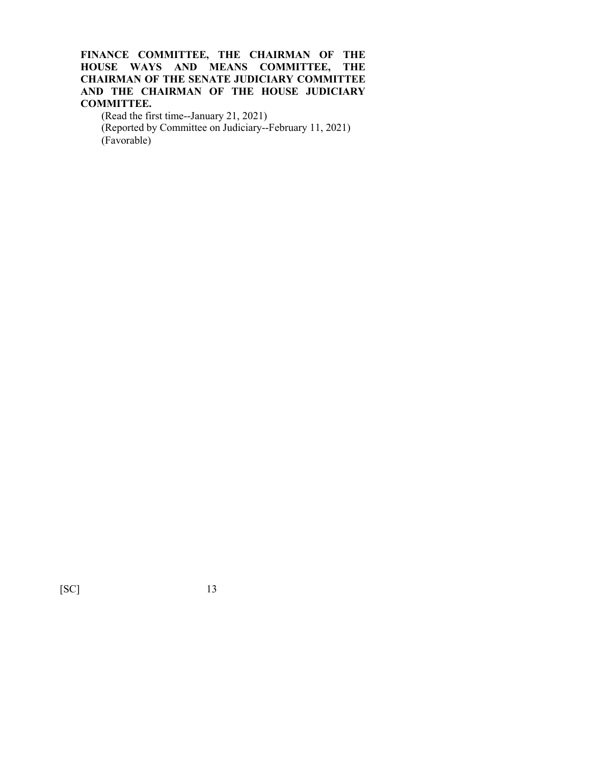**FINANCE COMMITTEE, THE CHAIRMAN OF THE HOUSE WAYS AND MEANS COMMITTEE, THE CHAIRMAN OF THE SENATE JUDICIARY COMMITTEE AND THE CHAIRMAN OF THE HOUSE JUDICIARY COMMITTEE.**

(Read the first time--January 21, 2021)

(Reported by Committee on Judiciary--February 11, 2021)

(Favorable)

[SC]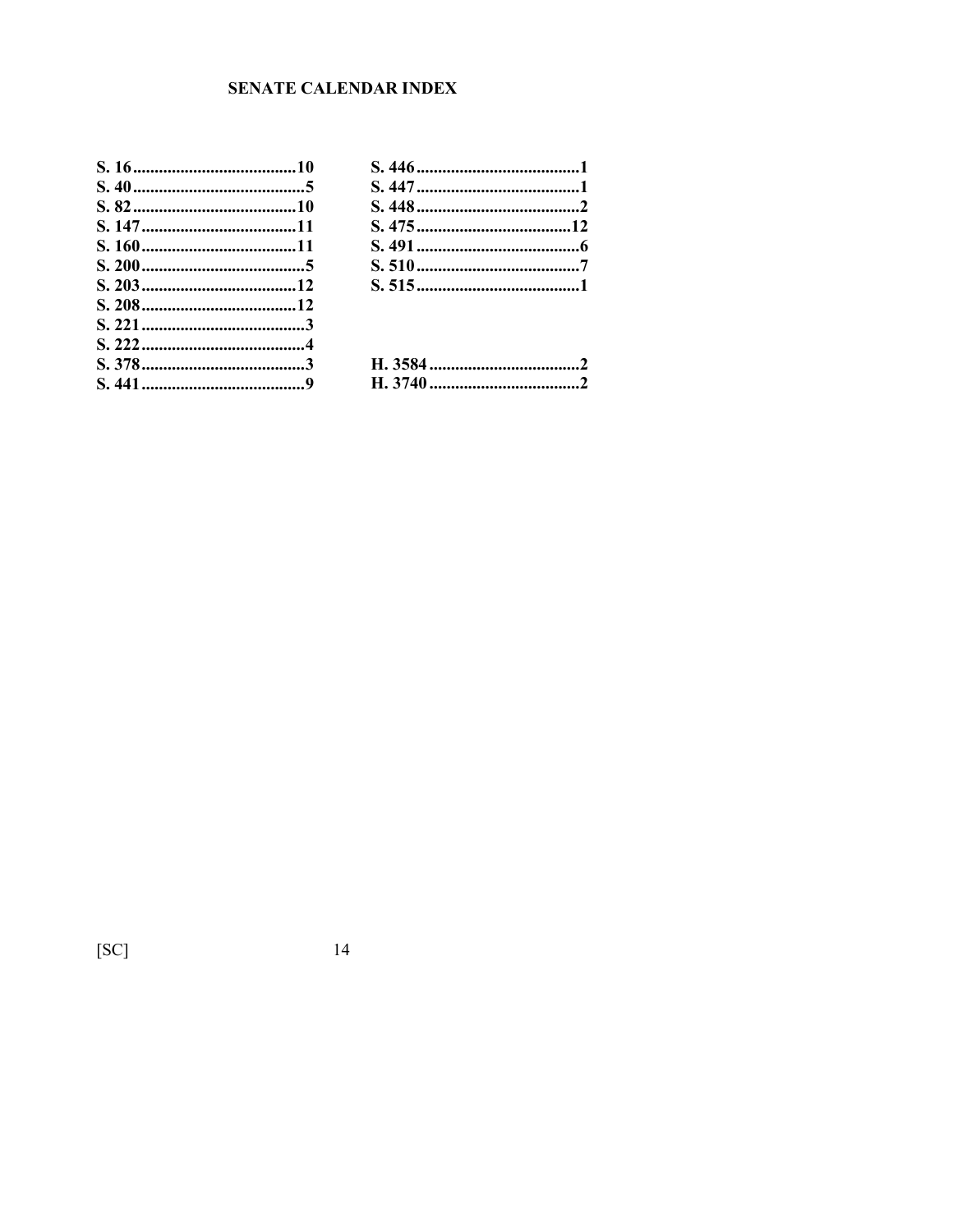**SENATE CALENDAR INDEX**

**S. 16......................................10**
**S. 40........................................5**
**S. 82......................................10**
**S. 147....................................11**
**S. 160....................................11**
**S. 200......................................5**
**S. 203....................................12**
**S. 208....................................12**
**S. 221......................................3**
**S. 222......................................4**
**S. 378......................................3**
**S. 441......................................9**
**S. 446......................................1**
**S. 447......................................1**
**S. 448......................................2**
**S. 475....................................12**
**S. 491......................................6**
**S. 510......................................7**
**S. 515......................................1**

**H. 3584...................................2**
**H. 3740...................................2**

[SC]